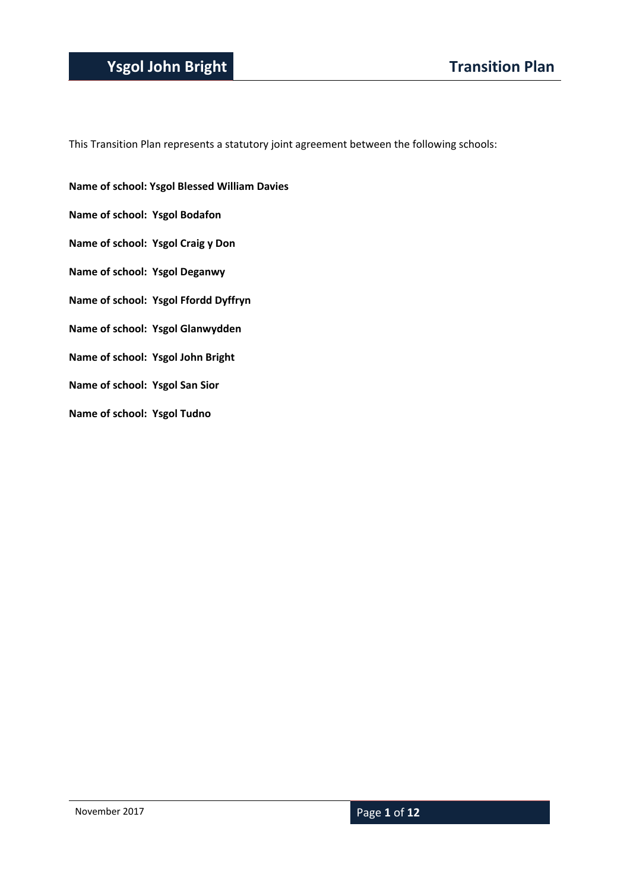This Transition Plan represents a statutory joint agreement between the following schools:

**Name of school: Ysgol Blessed William Davies**

**Name of school: Ysgol Bodafon**

**Name of school: Ysgol Craig y Don**

**Name of school: Ysgol Deganwy**

**Name of school: Ysgol Ffordd Dyffryn**

**Name of school: Ysgol Glanwydden**

**Name of school: Ysgol John Bright**

**Name of school: Ysgol San Sior**

**Name of school: Ysgol Tudno**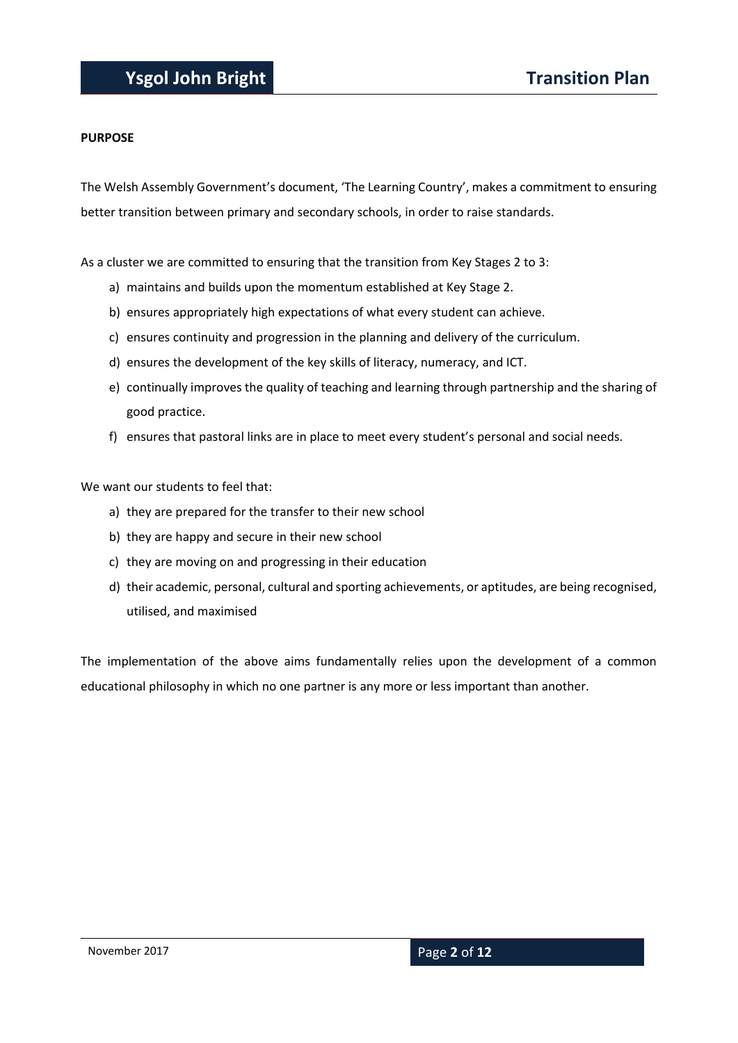**PURPOSE**

The Welsh Assembly Government's document, 'The Learning Country', makes a commitment to ensuring better transition between primary and secondary schools, in order to raise standards.

As a cluster we are committed to ensuring that the transition from Key Stages 2 to 3:

a) maintains and builds upon the momentum established at Key Stage 2.
b) ensures appropriately high expectations of what every student can achieve.
c) ensures continuity and progression in the planning and delivery of the curriculum.
d) ensures the development of the key skills of literacy, numeracy, and ICT.
e) continually improves the quality of teaching and learning through partnership and the sharing of good practice.
f) ensures that pastoral links are in place to meet every student's personal and social needs.

We want our students to feel that:

a) they are prepared for the transfer to their new school
b) they are happy and secure in their new school
c) they are moving on and progressing in their education
d) their academic, personal, cultural and sporting achievements, or aptitudes, are being recognised, utilised, and maximised

The implementation of the above aims fundamentally relies upon the development of a common educational philosophy in which no one partner is any more or less important than another.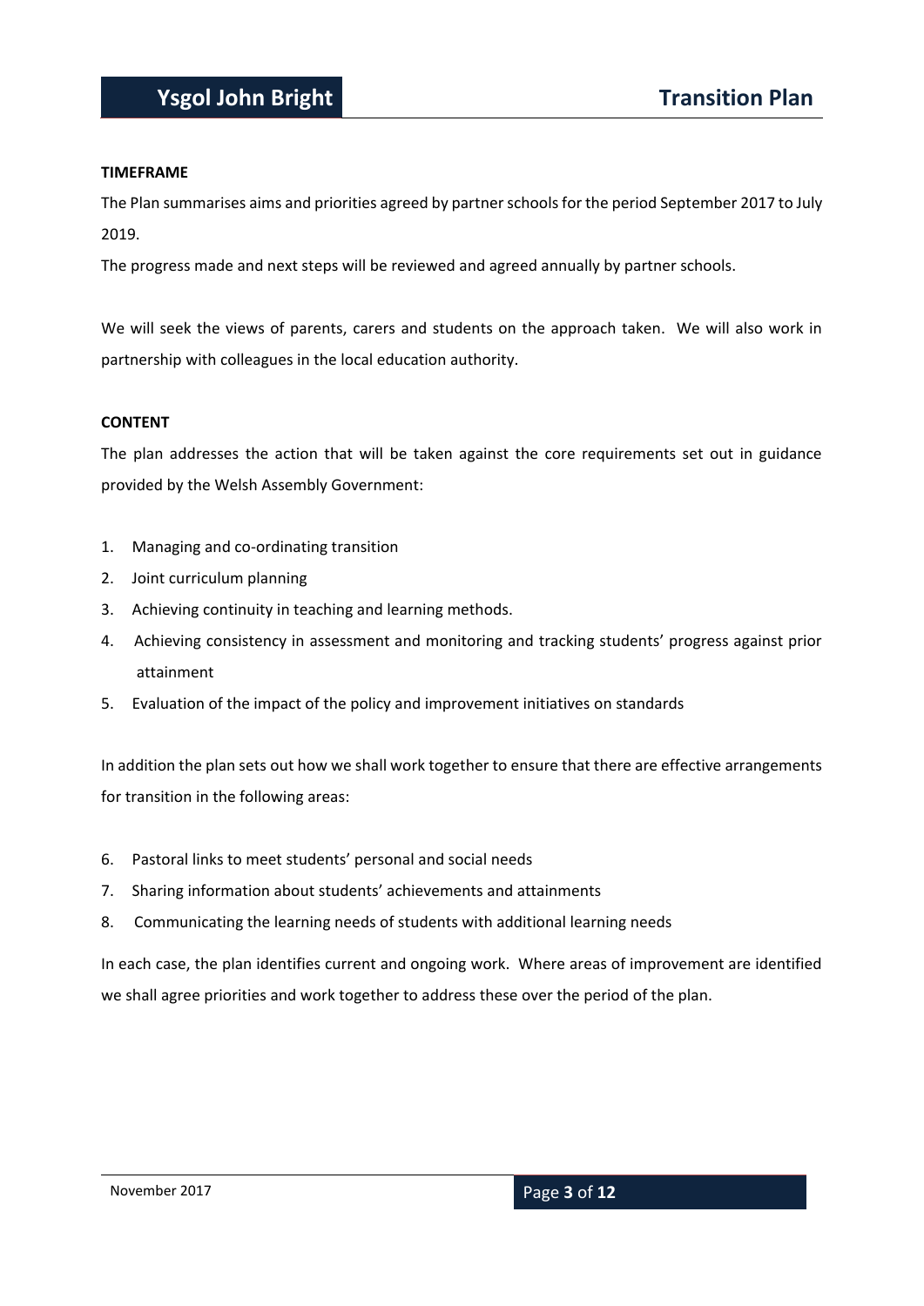**TIMEFRAME**

The Plan summarises aims and priorities agreed by partner schools for the period September 2017 to July 2019.

The progress made and next steps will be reviewed and agreed annually by partner schools.

We will seek the views of parents, carers and students on the approach taken. We will also work in partnership with colleagues in the local education authority.

**CONTENT**

The plan addresses the action that will be taken against the core requirements set out in guidance provided by the Welsh Assembly Government:

1. Managing and co-ordinating transition
2. Joint curriculum planning
3. Achieving continuity in teaching and learning methods.
4. Achieving consistency in assessment and monitoring and tracking students' progress against prior attainment
5. Evaluation of the impact of the policy and improvement initiatives on standards

In addition the plan sets out how we shall work together to ensure that there are effective arrangements for transition in the following areas:

6. Pastoral links to meet students' personal and social needs
7. Sharing information about students' achievements and attainments
8. Communicating the learning needs of students with additional learning needs

In each case, the plan identifies current and ongoing work. Where areas of improvement are identified we shall agree priorities and work together to address these over the period of the plan.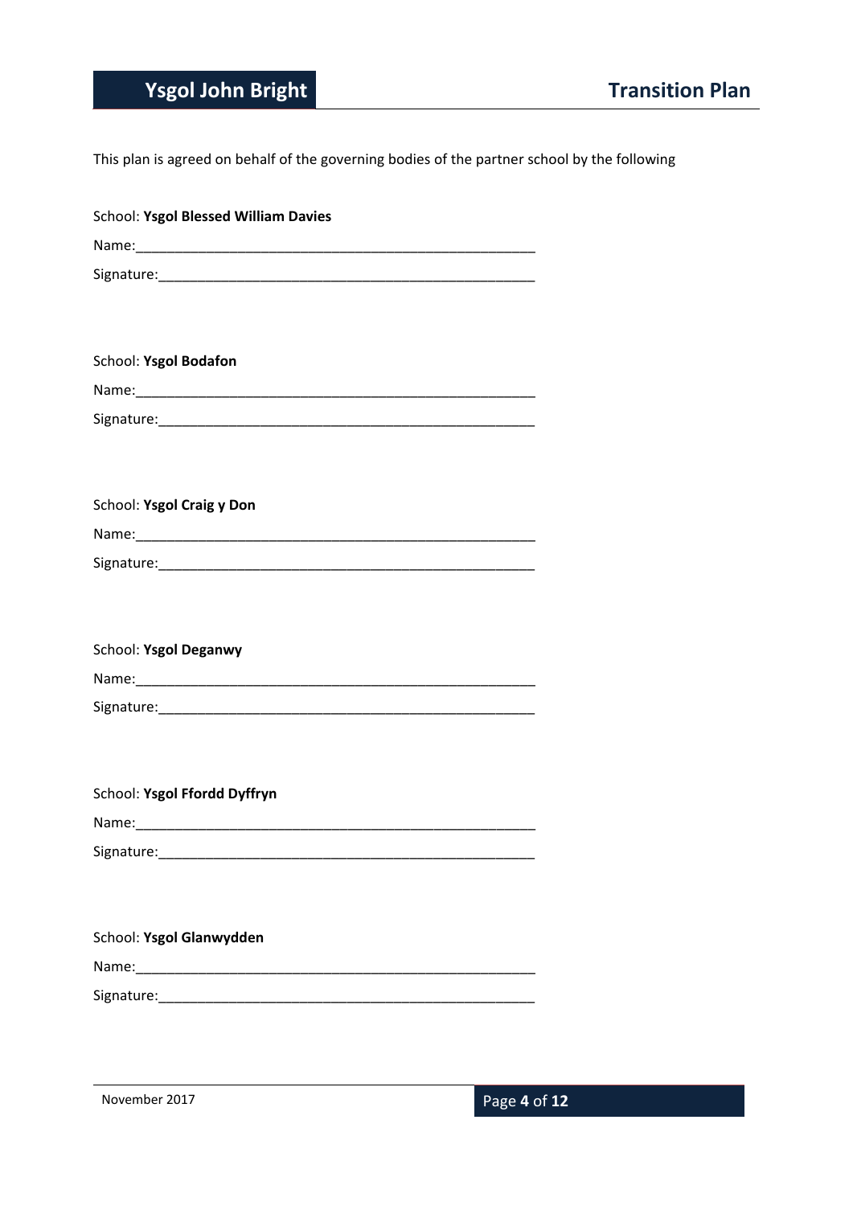This plan is agreed on behalf of the governing bodies of the partner school by the following

School: **Ysgol Blessed William Davies**

Name:____________________________________________________

Signature:_________________________________________________

School: **Ysgol Bodafon**

Name:____________________________________________________

Signature:_________________________________________________

School: **Ysgol Craig y Don**

Name:____________________________________________________

Signature:_________________________________________________

School: **Ysgol Deganwy**

Name:____________________________________________________

Signature:_________________________________________________

School: **Ysgol Ffordd Dyffryn**

Name:____________________________________________________

Signature:_________________________________________________

School: **Ysgol Glanwydden**

Name:____________________________________________________

Signature:_________________________________________________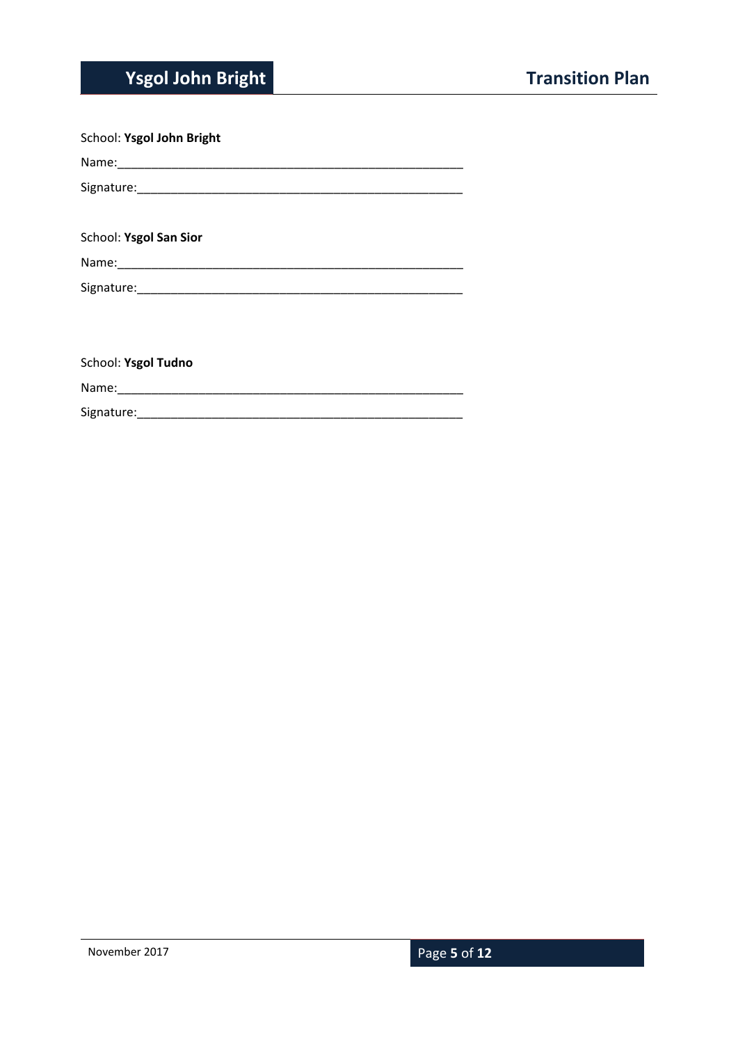School: **Ysgol John Bright**

Name:_____________________________________________________

Signature:_________________________________________________

School: **Ysgol San Sior**

Name:_____________________________________________________

Signature:_________________________________________________

School: **Ysgol Tudno**

Name:_____________________________________________________

Signature:_________________________________________________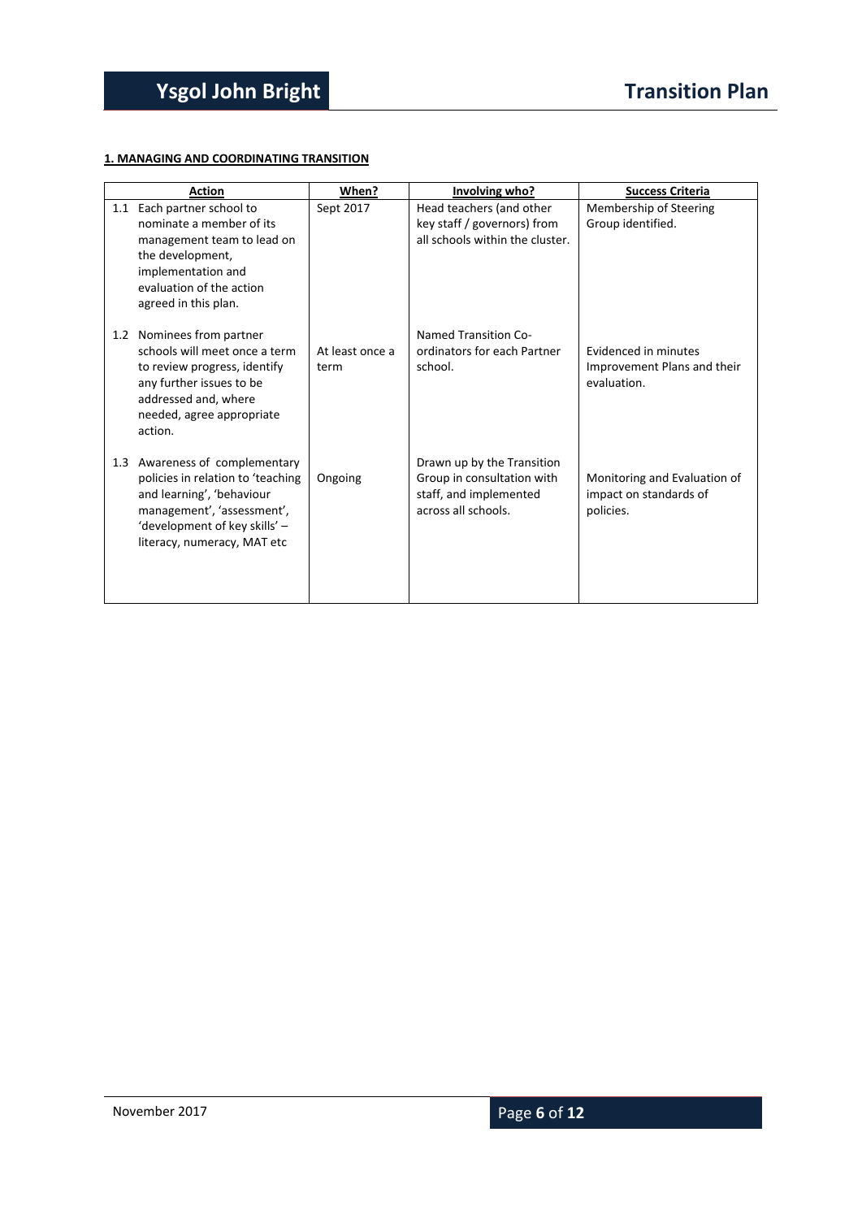**1. MANAGING AND COORDINATING TRANSITION**

| Action | When? | Involving who? | Success Criteria |
|---|---|---|---|
| 1.1 Each partner school to nominate a member of its management team to lead on the development, implementation and evaluation of the action agreed in this plan. | Sept 2017 | Head teachers (and other key staff / governors) from all schools within the cluster. | Membership of Steering Group identified. |
| 1.2 Nominees from partner schools will meet once a term to review progress, identify any further issues to be addressed and, where needed, agree appropriate action. | At least once a term | Named Transition Co-ordinators for each Partner school. | Evidenced in minutes Improvement Plans and their evaluation. |
| 1.3 Awareness of complementary policies in relation to 'teaching and learning', 'behaviour management', 'assessment', 'development of key skills' – literacy, numeracy, MAT etc | Ongoing | Drawn up by the Transition Group in consultation with staff, and implemented across all schools. | Monitoring and Evaluation of impact on standards of policies. |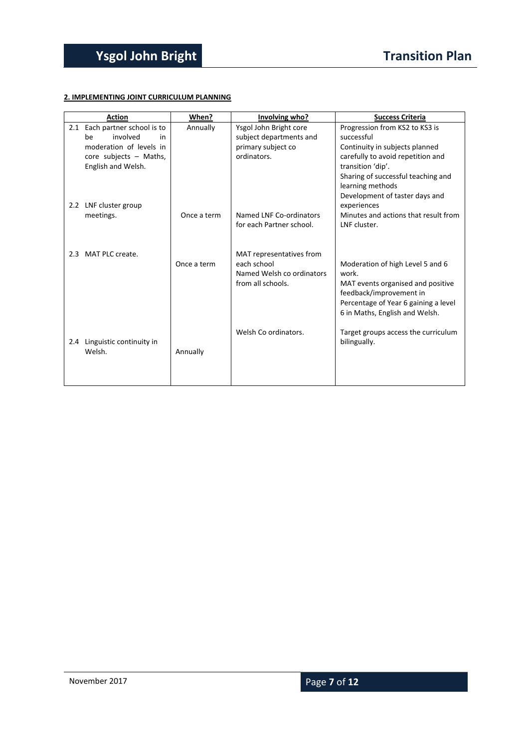**2. IMPLEMENTING JOINT CURRICULUM PLANNING**

| Action | When? | Involving who? | Success Criteria |
|---|---|---|---|
| 2.1 Each partner school is to be involved in moderation of levels in core subjects – Maths, English and Welsh. | Annually | Ysgol John Bright core subject departments and primary subject co ordinators. | Progression from KS2 to KS3 is successful<br>Continuity in subjects planned carefully to avoid repetition and transition 'dip'.<br>Sharing of successful teaching and learning methods<br>Development of taster days and experiences |
| 2.2 LNF cluster group meetings. | Once a term | Named LNF Co-ordinators for each Partner school. | Minutes and actions that result from LNF cluster. |
| 2.3 MAT PLC create. | Once a term | MAT representatives from each school<br>Named Welsh co ordinators from all schools. | Moderation of high Level 5 and 6 work.<br>MAT events organised and positive feedback/improvement in Percentage of Year 6 gaining a level 6 in Maths, English and Welsh. |
| 2.4 Linguistic continuity in Welsh. | Annually | Welsh Co ordinators. | Target groups access the curriculum bilingually. |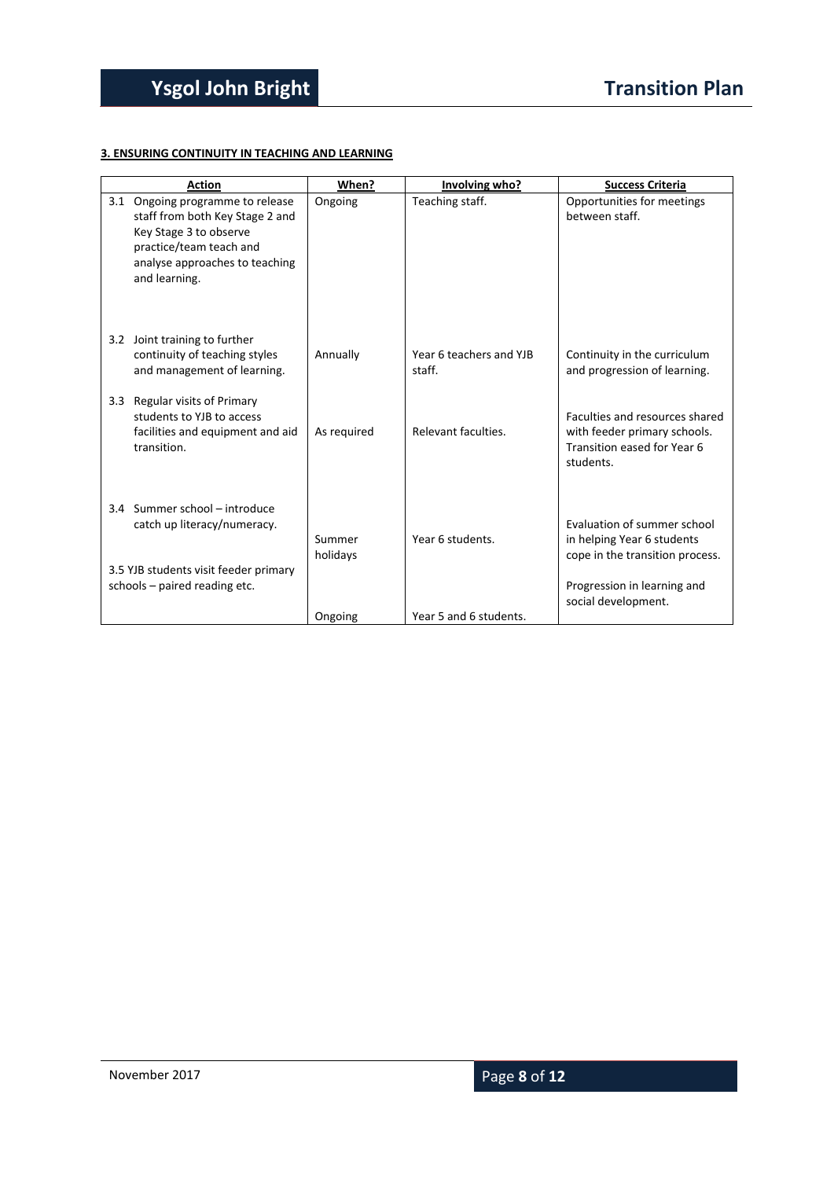**3. ENSURING CONTINUITY IN TEACHING AND LEARNING**

| Action | When? | Involving who? | Success Criteria |
|---|---|---|---|
| 3.1 Ongoing programme to release staff from both Key Stage 2 and Key Stage 3 to observe practice/team teach and analyse approaches to teaching and learning. | Ongoing | Teaching staff. | Opportunities for meetings between staff. |
| 3.2 Joint training to further continuity of teaching styles and management of learning. | Annually | Year 6 teachers and YJB staff. | Continuity in the curriculum and progression of learning. |
| 3.3 Regular visits of Primary students to YJB to access facilities and equipment and aid transition. | As required | Relevant faculties. | Faculties and resources shared with feeder primary schools. Transition eased for Year 6 students. |
| 3.4 Summer school – introduce catch up literacy/numeracy. | Summer holidays | Year 6 students. | Evaluation of summer school in helping Year 6 students cope in the transition process. |
| 3.5 YJB students visit feeder primary schools – paired reading etc. | Ongoing | Year 5 and 6 students. | Progression in learning and social development. |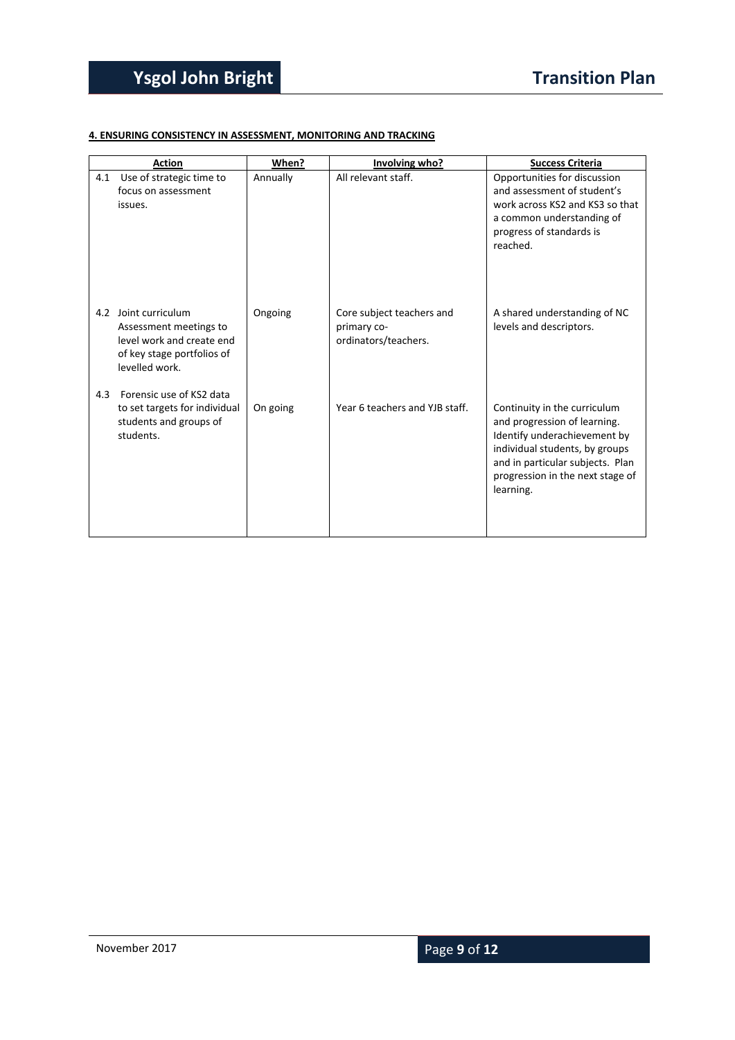**4. ENSURING CONSISTENCY IN ASSESSMENT, MONITORING AND TRACKING**

| Action | When? | Involving who? | Success Criteria |
|---|---|---|---|
| 4.1 Use of strategic time to focus on assessment issues. | Annually | All relevant staff. | Opportunities for discussion and assessment of student's work across KS2 and KS3 so that a common understanding of progress of standards is reached. |
| 4.2 Joint curriculum Assessment meetings to level work and create end of key stage portfolios of levelled work. | Ongoing | Core subject teachers and primary co-ordinators/teachers. | A shared understanding of NC levels and descriptors. |
| 4.3 Forensic use of KS2 data to set targets for individual students and groups of students. | On going | Year 6 teachers and YJB staff. | Continuity in the curriculum and progression of learning. Identify underachievement by individual students, by groups and in particular subjects. Plan progression in the next stage of learning. |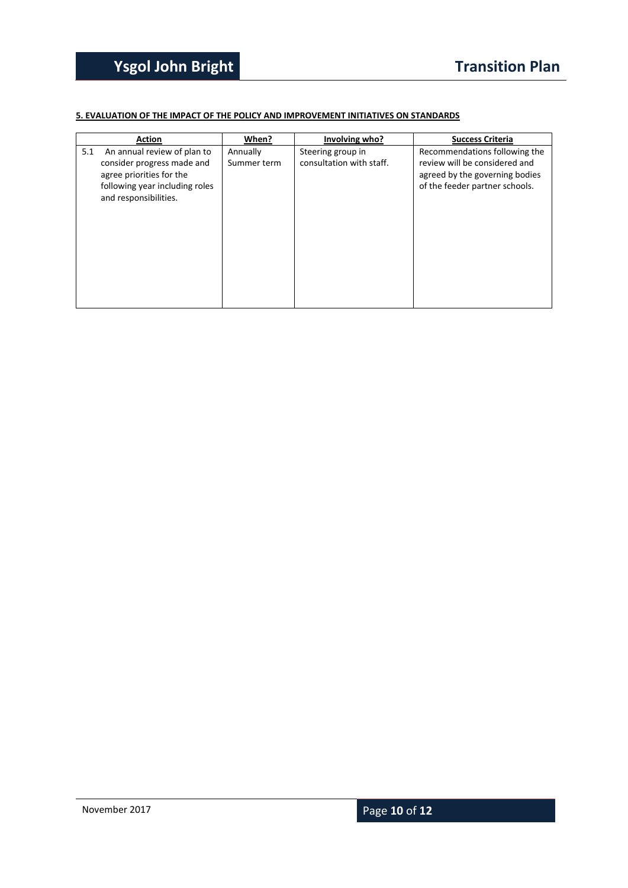**5. EVALUATION OF THE IMPACT OF THE POLICY AND IMPROVEMENT INITIATIVES ON STANDARDS**

| Action | When? | Involving who? | Success Criteria |
|---|---|---|---|
| 5.1 An annual review of plan to consider progress made and agree priorities for the following year including roles and responsibilities. | Annually Summer term | Steering group in consultation with staff. | Recommendations following the review will be considered and agreed by the governing bodies of the feeder partner schools. |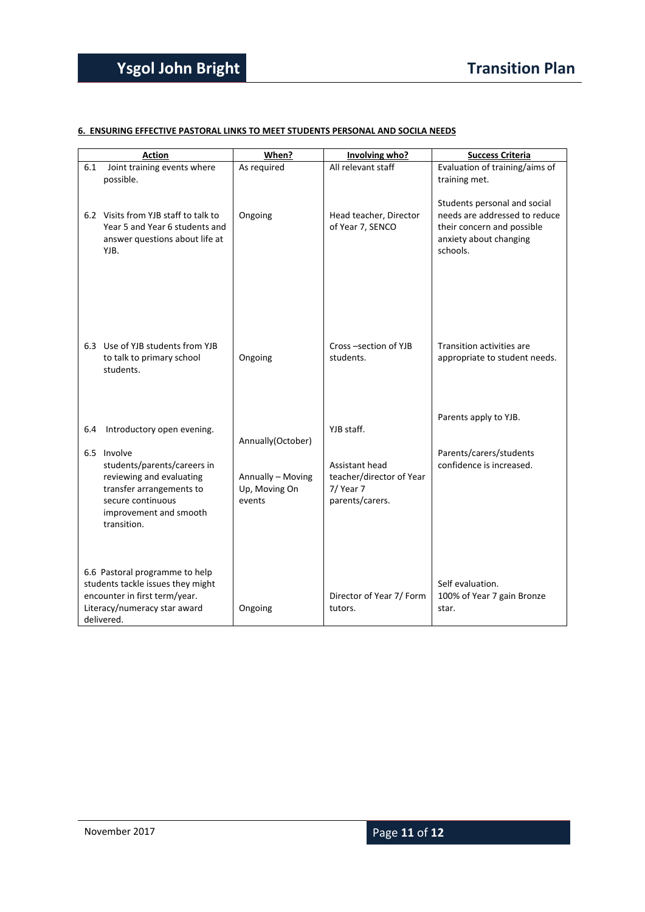**6. ENSURING EFFECTIVE PASTORAL LINKS TO MEET STUDENTS PERSONAL AND SOCILA NEEDS**

| Action | When? | Involving who? | Success Criteria |
|---|---|---|---|
| 6.1 Joint training events where possible. | As required | All relevant staff | Evaluation of training/aims of training met. |
| 6.2 Visits from YJB staff to talk to Year 5 and Year 6 students and answer questions about life at YJB. | Ongoing | Head teacher, Director of Year 7, SENCO | Students personal and social needs are addressed to reduce their concern and possible anxiety about changing schools. |
| 6.3 Use of YJB students from YJB to talk to primary school students. | Ongoing | Cross –section of YJB students. | Transition activities are appropriate to student needs. |
| 6.4 Introductory open evening. | Annually(October) | YJB staff. | Parents apply to YJB. |
| 6.5 Involve students/parents/careers in reviewing and evaluating transfer arrangements to secure continuous improvement and smooth transition. | Annually – Moving Up, Moving On events | Assistant head teacher/director of Year 7/ Year 7 parents/carers. | Parents/carers/students confidence is increased. |
| 6.6 Pastoral programme to help students tackle issues they might encounter in first term/year. Literacy/numeracy star award delivered. | Ongoing | Director of Year 7/ Form tutors. | Self evaluation. 100% of Year 7 gain Bronze star. |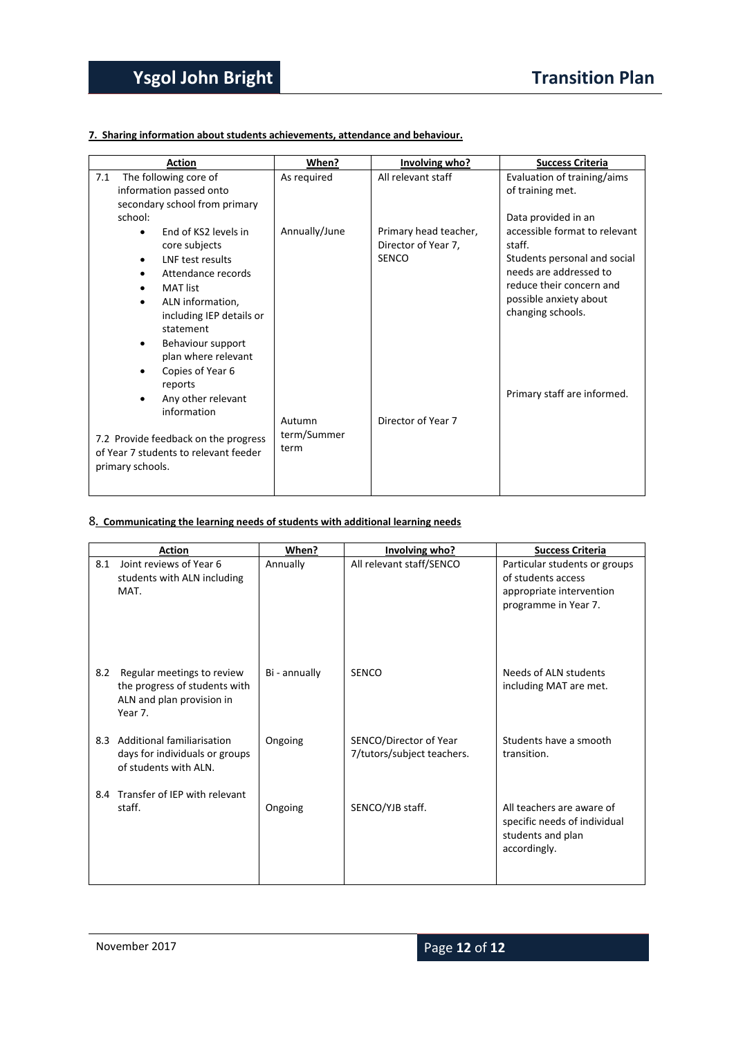## 7. Sharing information about students achievements, attendance and behaviour.

| Action | When? | Involving who? | Success Criteria |
|---|---|---|---|
| 7.1 The following core of information passed onto secondary school from primary school: | As required | All relevant staff | Evaluation of training/aims of training met. |
| • End of KS2 levels in core subjects<br>• LNF test results<br>• Attendance records<br>• MAT list<br>• ALN information, including IEP details or statement<br>• Behaviour support plan where relevant<br>• Copies of Year 6 reports<br>• Any other relevant information | Annually/June | Primary head teacher, Director of Year 7, SENCO | Data provided in an accessible format to relevant staff.<br>Students personal and social needs are addressed to reduce their concern and possible anxiety about changing schools. |
| 7.2 Provide feedback on the progress of Year 7 students to relevant feeder primary schools. | Autumn term/Summer term | Director of Year 7 | Primary staff are informed. |

## 8. Communicating the learning needs of students with additional learning needs

| Action | When? | Involving who? | Success Criteria |
|---|---|---|---|
| 8.1 Joint reviews of Year 6 students with ALN including MAT. | Annually | All relevant staff/SENCO | Particular students or groups of students access appropriate intervention programme in Year 7. |
| 8.2 Regular meetings to review the progress of students with ALN and plan provision in Year 7. | Bi - annually | SENCO | Needs of ALN students including MAT are met. |
| 8.3 Additional familiarisation days for individuals or groups of students with ALN. | Ongoing | SENCO/Director of Year 7/tutors/subject teachers. | Students have a smooth transition. |
| 8.4 Transfer of IEP with relevant staff. | Ongoing | SENCO/YJB staff. | All teachers are aware of specific needs of individual students and plan accordingly. |

November 2017